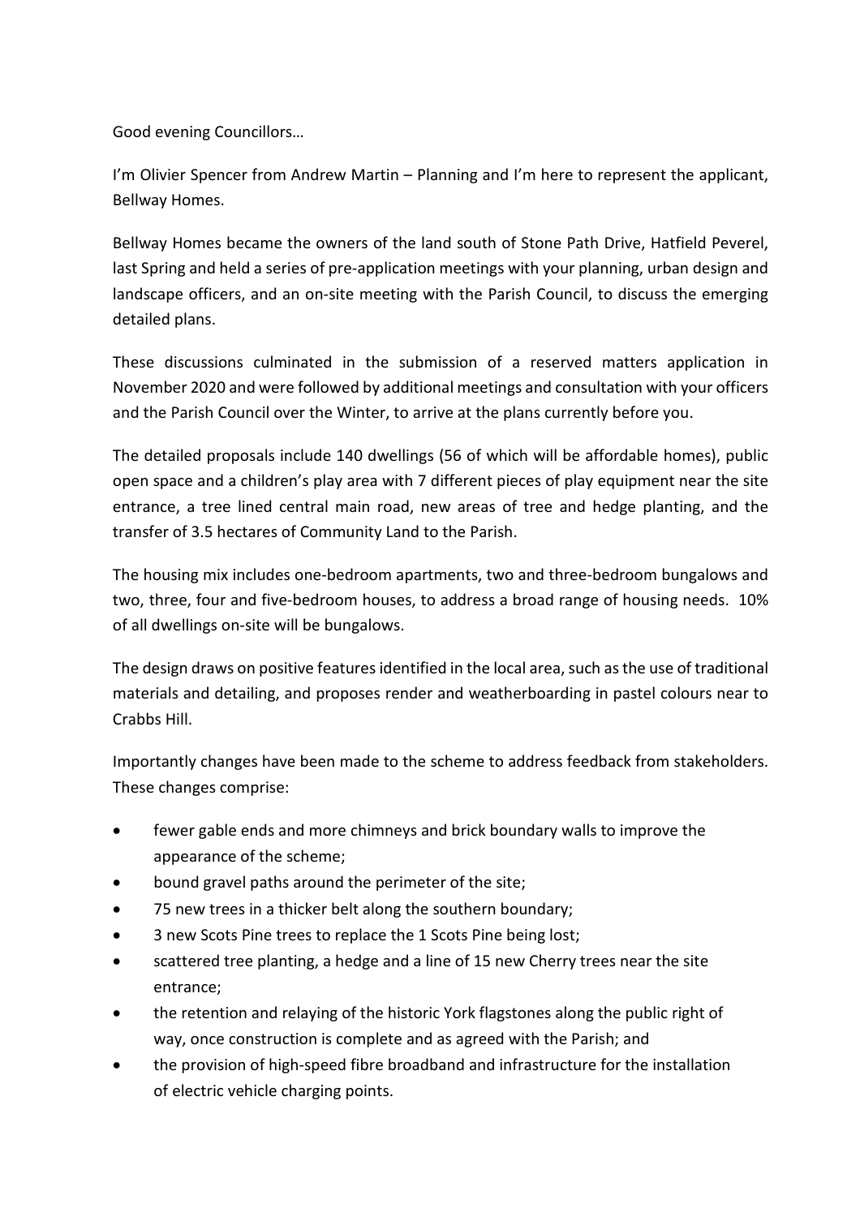Good evening Councillors…

I'm Olivier Spencer from Andrew Martin – Planning and I'm here to represent the applicant, Bellway Homes.

Bellway Homes became the owners of the land south of Stone Path Drive, Hatfield Peverel, last Spring and held a series of pre-application meetings with your planning, urban design and landscape officers, and an on-site meeting with the Parish Council, to discuss the emerging detailed plans.

These discussions culminated in the submission of a reserved matters application in November 2020 and were followed by additional meetings and consultation with your officers and the Parish Council over the Winter, to arrive at the plans currently before you.

The detailed proposals include 140 dwellings (56 of which will be affordable homes), public open space and a children's play area with 7 different pieces of play equipment near the site entrance, a tree lined central main road, new areas of tree and hedge planting, and the transfer of 3.5 hectares of Community Land to the Parish.

The housing mix includes one-bedroom apartments, two and three-bedroom bungalows and two, three, four and five-bedroom houses, to address a broad range of housing needs. 10% of all dwellings on-site will be bungalows.

The design draws on positive features identified in the local area, such as the use of traditional materials and detailing, and proposes render and weatherboarding in pastel colours near to Crabbs Hill.

Importantly changes have been made to the scheme to address feedback from stakeholders. These changes comprise:

- fewer gable ends and more chimneys and brick boundary walls to improve the appearance of the scheme;
- bound gravel paths around the perimeter of the site;
- 75 new trees in a thicker belt along the southern boundary;
- 3 new Scots Pine trees to replace the 1 Scots Pine being lost;
- scattered tree planting, a hedge and a line of 15 new Cherry trees near the site entrance;
- the retention and relaying of the historic York flagstones along the public right of way, once construction is complete and as agreed with the Parish; and
- the provision of high-speed fibre broadband and infrastructure for the installation of electric vehicle charging points.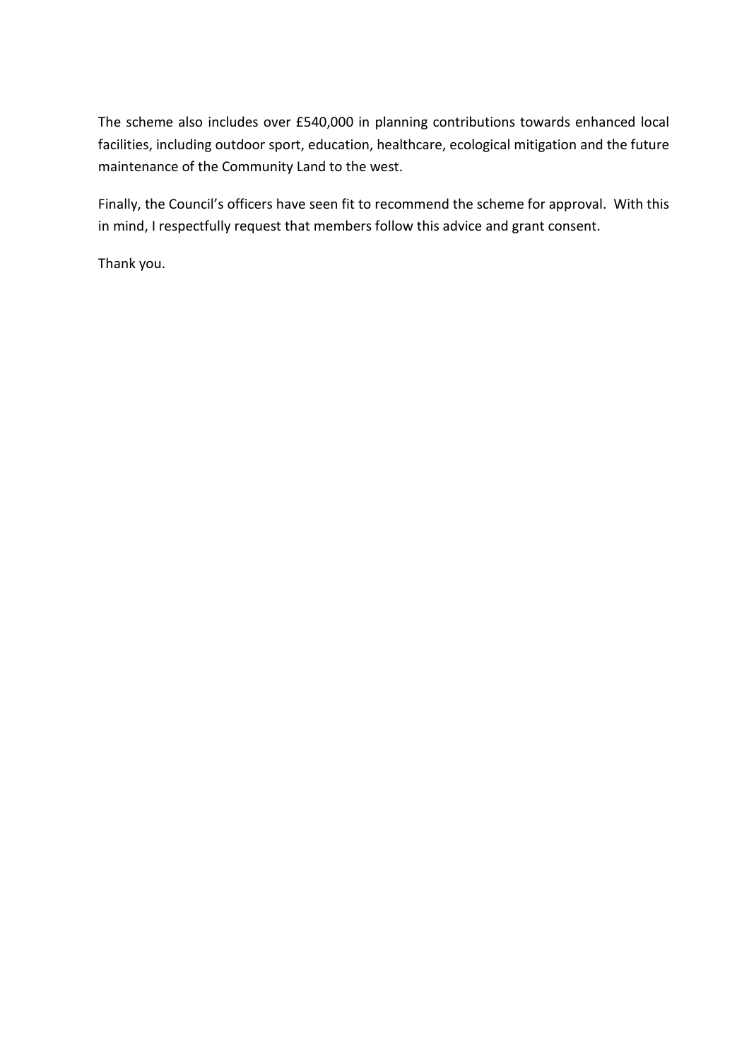The scheme also includes over £540,000 in planning contributions towards enhanced local facilities, including outdoor sport, education, healthcare, ecological mitigation and the future maintenance of the Community Land to the west.

Finally, the Council's officers have seen fit to recommend the scheme for approval. With this in mind, I respectfully request that members follow this advice and grant consent.

Thank you.